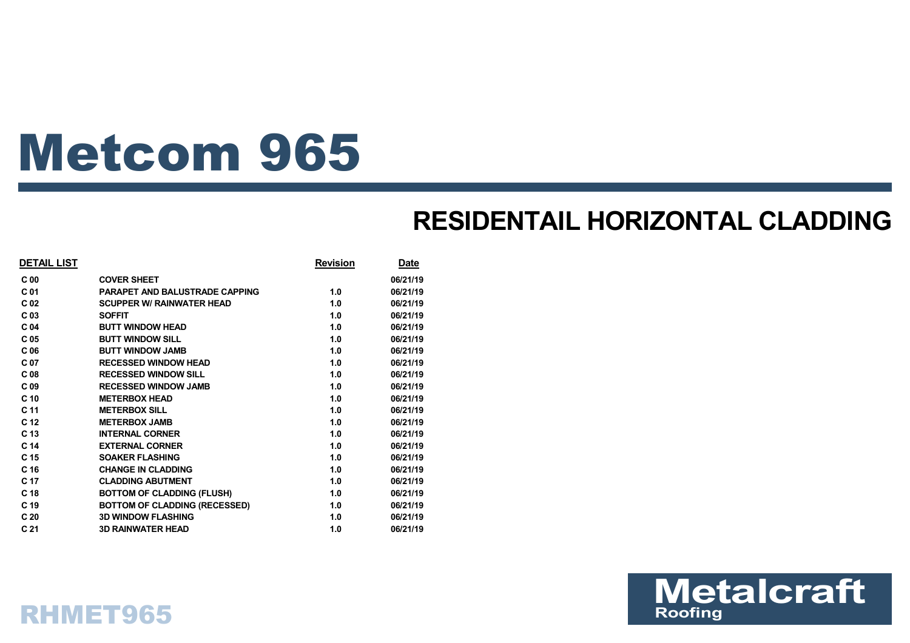# Metcom 965

## RESIDENTAIL HORIZONTAL CLADDING

| DETAIL LIST | | Revision | Date |
|---|---|---|---|
| C 00 | COVER SHEET | | 06/21/19 |
| C 01 | PARAPET AND BALUSTRADE CAPPING | 1.0 | 06/21/19 |
| C 02 | SCUPPER W/ RAINWATER HEAD | 1.0 | 06/21/19 |
| C 03 | SOFFIT | 1.0 | 06/21/19 |
| C 04 | BUTT WINDOW HEAD | 1.0 | 06/21/19 |
| C 05 | BUTT WINDOW SILL | 1.0 | 06/21/19 |
| C 06 | BUTT WINDOW JAMB | 1.0 | 06/21/19 |
| C 07 | RECESSED WINDOW HEAD | 1.0 | 06/21/19 |
| C 08 | RECESSED WINDOW SILL | 1.0 | 06/21/19 |
| C 09 | RECESSED WINDOW JAMB | 1.0 | 06/21/19 |
| C 10 | METERBOX HEAD | 1.0 | 06/21/19 |
| C 11 | METERBOX SILL | 1.0 | 06/21/19 |
| C 12 | METERBOX JAMB | 1.0 | 06/21/19 |
| C 13 | INTERNAL CORNER | 1.0 | 06/21/19 |
| C 14 | EXTERNAL CORNER | 1.0 | 06/21/19 |
| C 15 | SOAKER FLASHING | 1.0 | 06/21/19 |
| C 16 | CHANGE IN CLADDING | 1.0 | 06/21/19 |
| C 17 | CLADDING ABUTMENT | 1.0 | 06/21/19 |
| C 18 | BOTTOM OF CLADDING (FLUSH) | 1.0 | 06/21/19 |
| C 19 | BOTTOM OF CLADDING (RECESSED) | 1.0 | 06/21/19 |
| C 20 | 3D WINDOW FLASHING | 1.0 | 06/21/19 |
| C 21 | 3D RAINWATER HEAD | 1.0 | 06/21/19 |

RHMET965

Metalcraft Roofing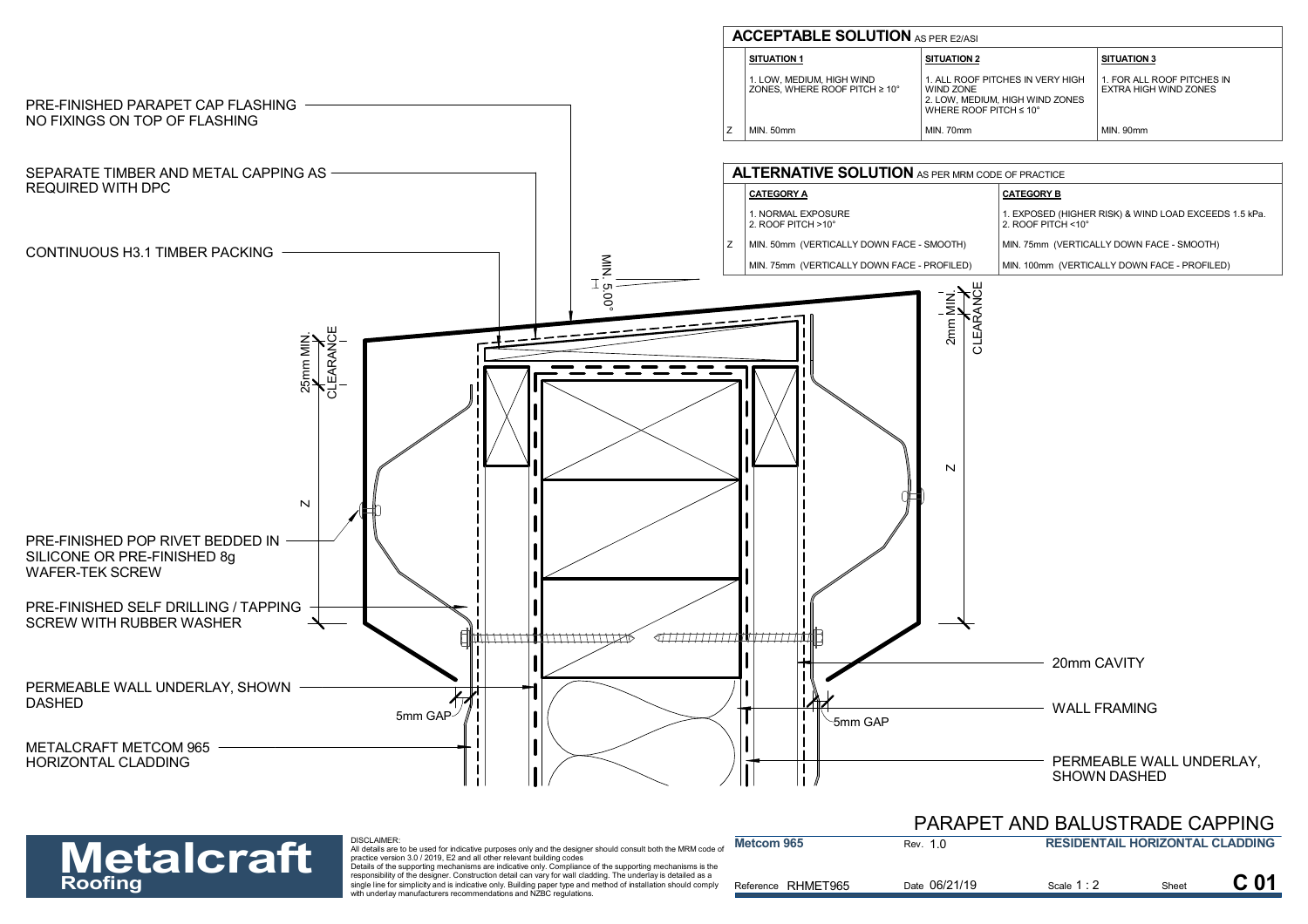## ACCEPTABLE SOLUTION AS PER E2/ASI

| | SITUATION 1 | SITUATION 2 | SITUATION 3 |
|---|---|---|---|
| | 1. LOW, MEDIUM, HIGH WIND ZONES, WHERE ROOF PITCH ≥ 10° | 1. ALL ROOF PITCHES IN VERY HIGH WIND ZONE<br>2. LOW, MEDIUM, HIGH WIND ZONES WHERE ROOF PITCH ≤ 10° | 1. FOR ALL ROOF PITCHES IN EXTRA HIGH WIND ZONES |
| Z | MIN. 50mm | MIN. 70mm | MIN. 90mm |

## ALTERNATIVE SOLUTION AS PER MRM CODE OF PRACTICE

| | CATEGORY A | CATEGORY B |
|---|---|---|
| | 1. NORMAL EXPOSURE<br>2. ROOF PITCH >10° | 1. EXPOSED (HIGHER RISK) & WIND LOAD EXCEEDS 1.5 kPa.<br>2. ROOF PITCH <10° |
| Z | MIN. 50mm (VERTICALLY DOWN FACE - SMOOTH) | MIN. 75mm (VERTICALLY DOWN FACE - SMOOTH) |
| | MIN. 75mm (VERTICALLY DOWN FACE - PROFILED) | MIN. 100mm (VERTICALLY DOWN FACE - PROFILED) |

PRE-FINISHED PARAPET CAP FLASHING NO FIXINGS ON TOP OF FLASHING

SEPARATE TIMBER AND METAL CAPPING AS REQUIRED WITH DPC

CONTINUOUS H3.1 TIMBER PACKING

MIN. 5.00°

25mm MIN. CLEARANCE

2mm MIN. CLEARANCE

Z

Z

PRE-FINISHED POP RIVET BEDDED IN SILICONE OR PRE-FINISHED 8g WAFER-TEK SCREW

PRE-FINISHED SELF DRILLING / TAPPING SCREW WITH RUBBER WASHER

20mm CAVITY

PERMEABLE WALL UNDERLAY, SHOWN DASHED

5mm GAP

5mm GAP

WALL FRAMING

METALCRAFT METCOM 965 HORIZONTAL CLADDING

PERMEABLE WALL UNDERLAY, SHOWN DASHED

# PARAPET AND BALUSTRADE CAPPING

**Metalcraft Roofing**

DISCLAIMER:
All details are to be used for indicative purposes only and the designer should consult both the MRM code of practice version 3.0 / 2019, E2 and all other relevant building codes
Details of the supporting mechanisms are indicative only. Compliance of the supporting mechanisms is the responsibility of the designer. Construction detail can vary for wall cladding. The underlay is detailed as a single line for simplicity and is indicative only. Building paper type and method of installation should comply with underlay manufacturers recommendations and NZBC regulations.

| Metcom 965 | Rev. 1.0 | RESIDENTAIL HORIZONTAL CLADDING | |
|---|---|---|---|
| Reference RHMET965 | Date 06/21/19 | Scale 1 : 2 | Sheet C 01 |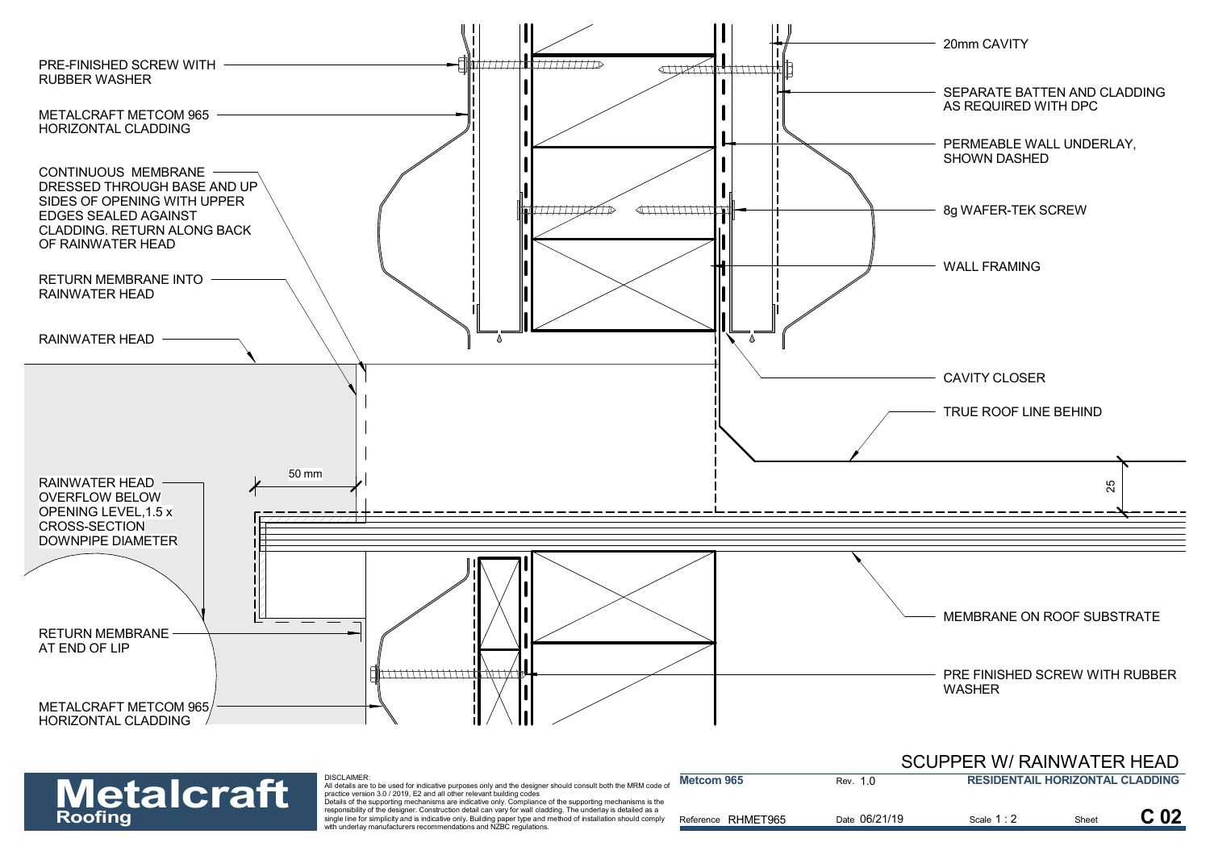PRE-FINISHED SCREW WITH RUBBER WASHER

METALCRAFT METCOM 965 HORIZONTAL CLADDING

CONTINUOUS MEMBRANE DRESSED THROUGH BASE AND UP SIDES OF OPENING WITH UPPER EDGES SEALED AGAINST CLADDING. RETURN ALONG BACK OF RAINWATER HEAD

RETURN MEMBRANE INTO RAINWATER HEAD

RAINWATER HEAD

RAINWATER HEAD OVERFLOW BELOW OPENING LEVEL,1.5 x CROSS-SECTION DOWNPIPE DIAMETER

50 mm

RETURN MEMBRANE AT END OF LIP

METALCRAFT METCOM 965 HORIZONTAL CLADDING

20mm CAVITY

SEPARATE BATTEN AND CLADDING AS REQUIRED WITH DPC

PERMEABLE WALL UNDERLAY, SHOWN DASHED

8g WAFER-TEK SCREW

WALL FRAMING

CAVITY CLOSER

TRUE ROOF LINE BEHIND

25

MEMBRANE ON ROOF SUBSTRATE

PRE FINISHED SCREW WITH RUBBER WASHER

# SCUPPER W/ RAINWATER HEAD

**Metalcraft Roofing**

DISCLAIMER:
All details are to be used for indicative purposes only and the designer should consult both the MRM code of practice version 3.0 / 2019, E2 and all other relevant building codes
Details of the supporting mechanisms are indicative only. Compliance of the supporting mechanisms is the responsibility of the designer. Construction detail can vary for wall cladding. The underlay is detailed as a single line for simplicity and is indicative only. Building paper type and method of installation should comply with underlay manufacturers recommendations and NZBC regulations.

| Metcom 965 | Rev. 1.0 | RESIDENTAIL HORIZONTAL CLADDING | |
|---|---|---|---|
| Reference RHMET965 | Date 06/21/19 | Scale 1 : 2 | Sheet C 02 |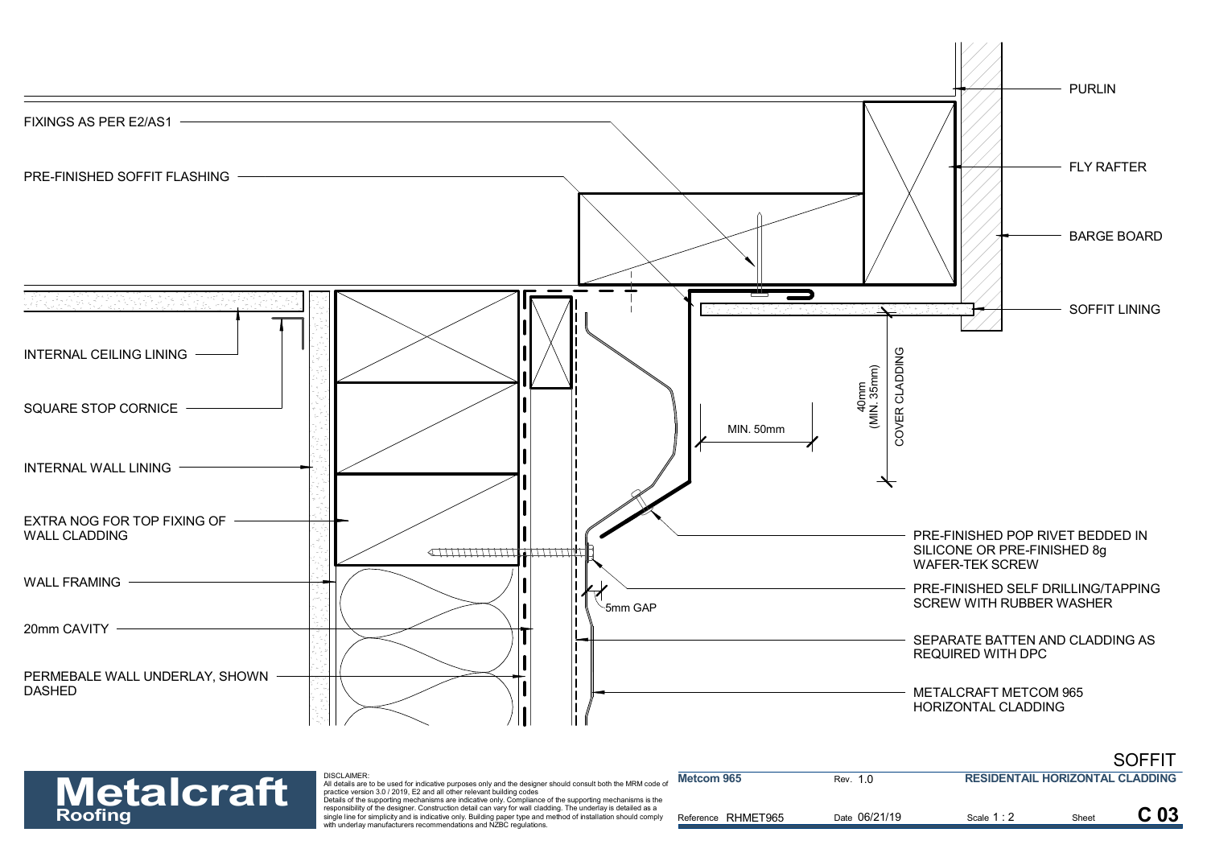FIXINGS AS PER E2/AS1

PRE-FINISHED SOFFIT FLASHING

INTERNAL CEILING LINING

SQUARE STOP CORNICE

INTERNAL WALL LINING

EXTRA NOG FOR TOP FIXING OF WALL CLADDING

WALL FRAMING

20mm CAVITY

PERMEBALE WALL UNDERLAY, SHOWN DASHED

PURLIN

FLY RAFTER

BARGE BOARD

SOFFIT LINING

MIN. 50mm

40mm (MIN. 35mm)

COVER CLADDING

5mm GAP

PRE-FINISHED POP RIVET BEDDED IN SILICONE OR PRE-FINISHED 8g WAFER-TEK SCREW

PRE-FINISHED SELF DRILLING/TAPPING SCREW WITH RUBBER WASHER

SEPARATE BATTEN AND CLADDING AS REQUIRED WITH DPC

METALCRAFT METCOM 965 HORIZONTAL CLADDING

# SOFFIT

**Metalcraft Roofing**

DISCLAIMER:
All details are to be used for indicative purposes only and the designer should consult both the MRM code of practice version 3.0 / 2019, E2 and all other relevant building codes
Details of the supporting mechanisms are indicative only. Compliance of the supporting mechanisms is the responsibility of the designer. Construction detail can vary for wall cladding. The underlay is detailed as a single line for simplicity and is indicative only. Building paper type and method of installation should comply with underlay manufacturers recommendations and NZBC regulations.

| Metcom 965 | Rev. 1.0 | RESIDENTAIL HORIZONTAL CLADDING | |
|---|---|---|---|
| Reference RHMET965 | Date 06/21/19 | Scale 1 : 2 | Sheet C 03 |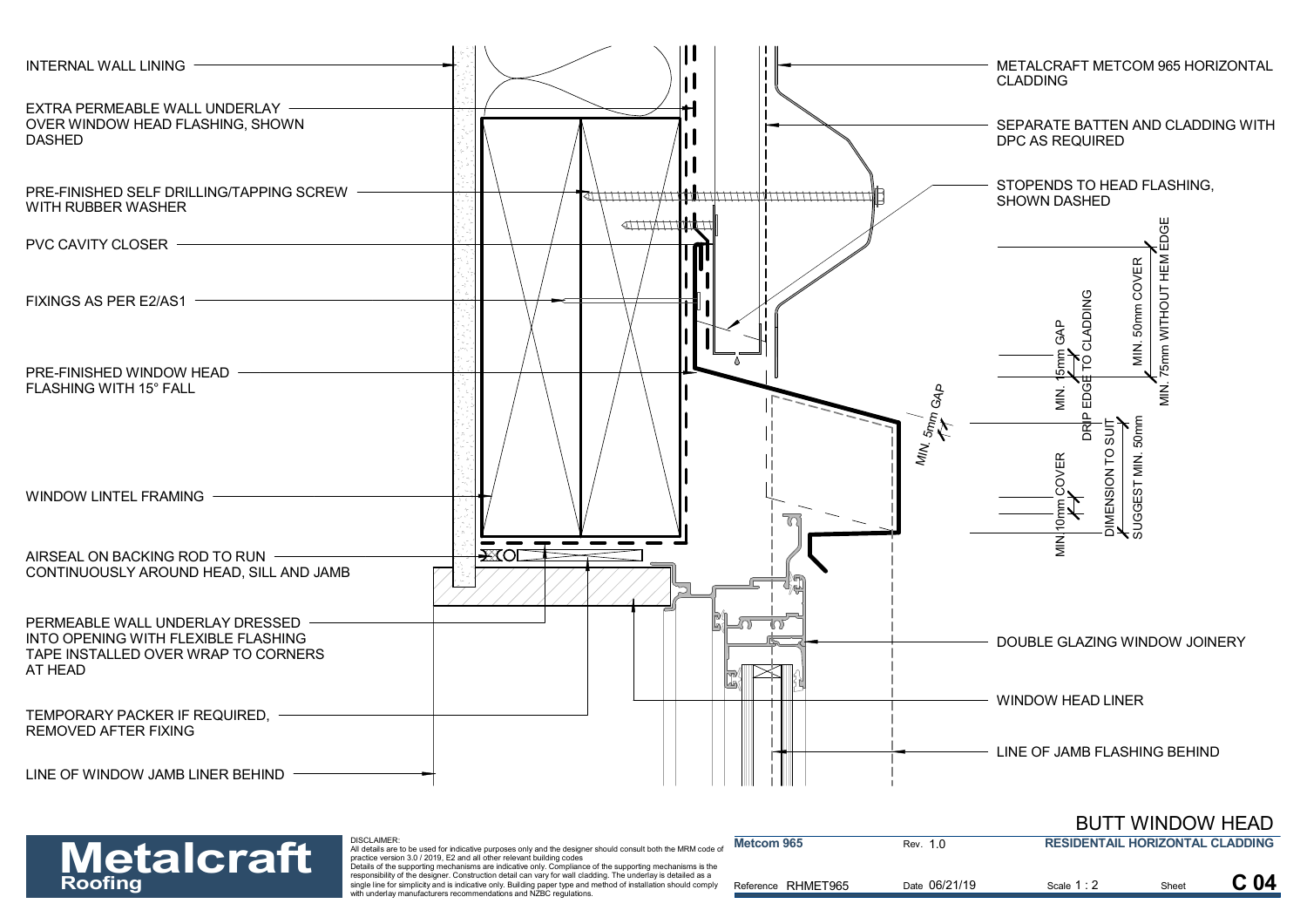INTERNAL WALL LINING

EXTRA PERMEABLE WALL UNDERLAY OVER WINDOW HEAD FLASHING, SHOWN DASHED

PRE-FINISHED SELF DRILLING/TAPPING SCREW WITH RUBBER WASHER

PVC CAVITY CLOSER

FIXINGS AS PER E2/AS1

PRE-FINISHED WINDOW HEAD FLASHING WITH 15° FALL

WINDOW LINTEL FRAMING

AIRSEAL ON BACKING ROD TO RUN CONTINUOUSLY AROUND HEAD, SILL AND JAMB

PERMEABLE WALL UNDERLAY DRESSED INTO OPENING WITH FLEXIBLE FLASHING TAPE INSTALLED OVER WRAP TO CORNERS AT HEAD

TEMPORARY PACKER IF REQUIRED, REMOVED AFTER FIXING

LINE OF WINDOW JAMB LINER BEHIND

METALCRAFT METCOM 965 HORIZONTAL CLADDING

SEPARATE BATTEN AND CLADDING WITH DPC AS REQUIRED

STOPENDS TO HEAD FLASHING, SHOWN DASHED

MIN. 5mm GAP

MIN. 15mm GAP

DRIP EDGE TO CLADDING

MIN. 50mm COVER

MIN. 75mm WITHOUT HEM EDGE

MIN 10mm COVER

DIMENSION TO SUIT

SUGGEST MIN. 50mm

DOUBLE GLAZING WINDOW JOINERY

WINDOW HEAD LINER

LINE OF JAMB FLASHING BEHIND

# BUTT WINDOW HEAD

**Metalcraft** Roofing

DISCLAIMER:
All details are to be used for indicative purposes only and the designer should consult both the MRM code of practice version 3.0 / 2019, E2 and all other relevant building codes
Details of the supporting mechanisms are indicative only. Compliance of the supporting mechanisms is the responsibility of the designer. Construction detail can vary for wall cladding. The underlay is detailed as a single line for simplicity and is indicative only. Building paper type and method of installation should comply with underlay manufacturers recommendations and NZBC regulations.

| Metcom 965 | Rev. 1.0 | RESIDENTAIL HORIZONTAL CLADDING | | |
|---|---|---|---|---|
| Reference RHMET965 | Date 06/21/19 | Scale 1 : 2 | Sheet | C 04 |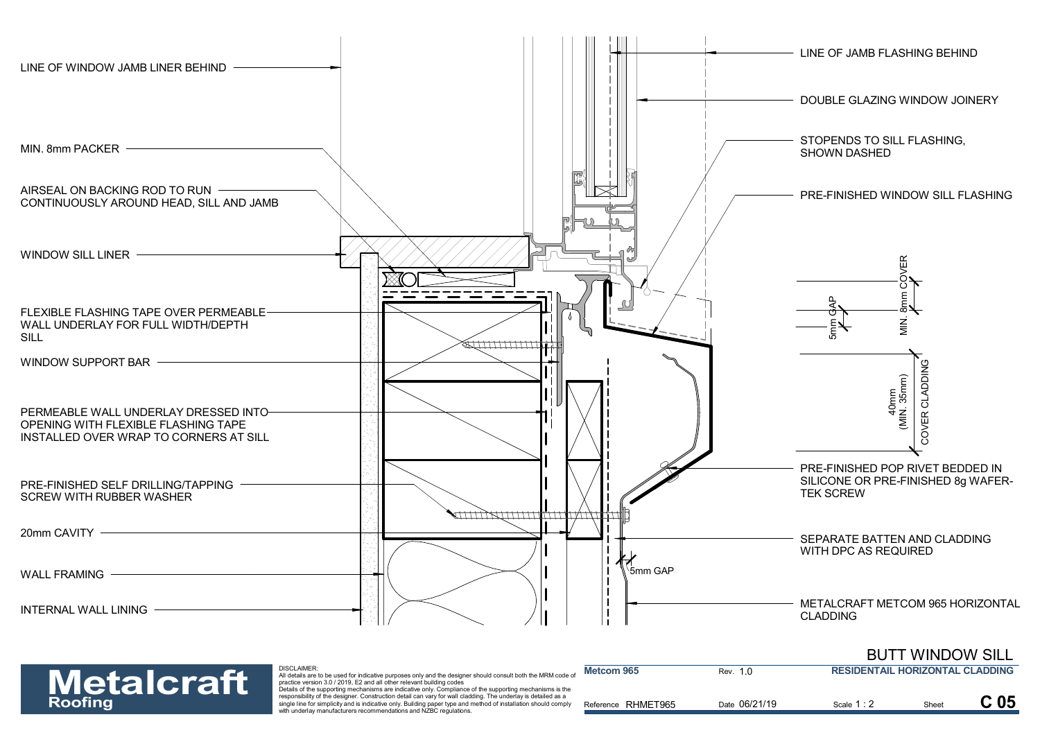LINE OF WINDOW JAMB LINER BEHIND

MIN. 8mm PACKER

AIRSEAL ON BACKING ROD TO RUN CONTINUOUSLY AROUND HEAD, SILL AND JAMB

WINDOW SILL LINER

FLEXIBLE FLASHING TAPE OVER PERMEABLE WALL UNDERLAY FOR FULL WIDTH/DEPTH SILL

WINDOW SUPPORT BAR

PERMEABLE WALL UNDERLAY DRESSED INTO OPENING WITH FLEXIBLE FLASHING TAPE INSTALLED OVER WRAP TO CORNERS AT SILL

PRE-FINISHED SELF DRILLING/TAPPING SCREW WITH RUBBER WASHER

20mm CAVITY

WALL FRAMING

INTERNAL WALL LINING

LINE OF JAMB FLASHING BEHIND

DOUBLE GLAZING WINDOW JOINERY

STOPENDS TO SILL FLASHING, SHOWN DASHED

PRE-FINISHED WINDOW SILL FLASHING

5mm GAP

MIN. 8mm COVER

40mm (MIN. 35mm) COVER CLADDING

PRE-FINISHED POP RIVET BEDDED IN SILICONE OR PRE-FINISHED 8g WAFER-TEK SCREW

SEPARATE BATTEN AND CLADDING WITH DPC AS REQUIRED

5mm GAP

METALCRAFT METCOM 965 HORIZONTAL CLADDING

# BUTT WINDOW SILL

**Metalcraft Roofing**

DISCLAIMER:
All details are to be used for indicative purposes only and the designer should consult both the MRM code of practice version 3.0 / 2019, E2 and all other relevant building codes
Details of the supporting mechanisms are indicative only. Compliance of the supporting mechanisms is the responsibility of the designer. Construction detail can vary for wall cladding. The underlay is detailed as a single line for simplicity and is indicative only. Building paper type and method of installation should comply with underlay manufacturers recommendations and NZBC regulations.

| Metcom 965 | Rev. 1.0 | RESIDENTAIL HORIZONTAL CLADDING | |
|---|---|---|---|
| Reference RHMET965 | Date 06/21/19 | Scale 1 : 2 | Sheet C 05 |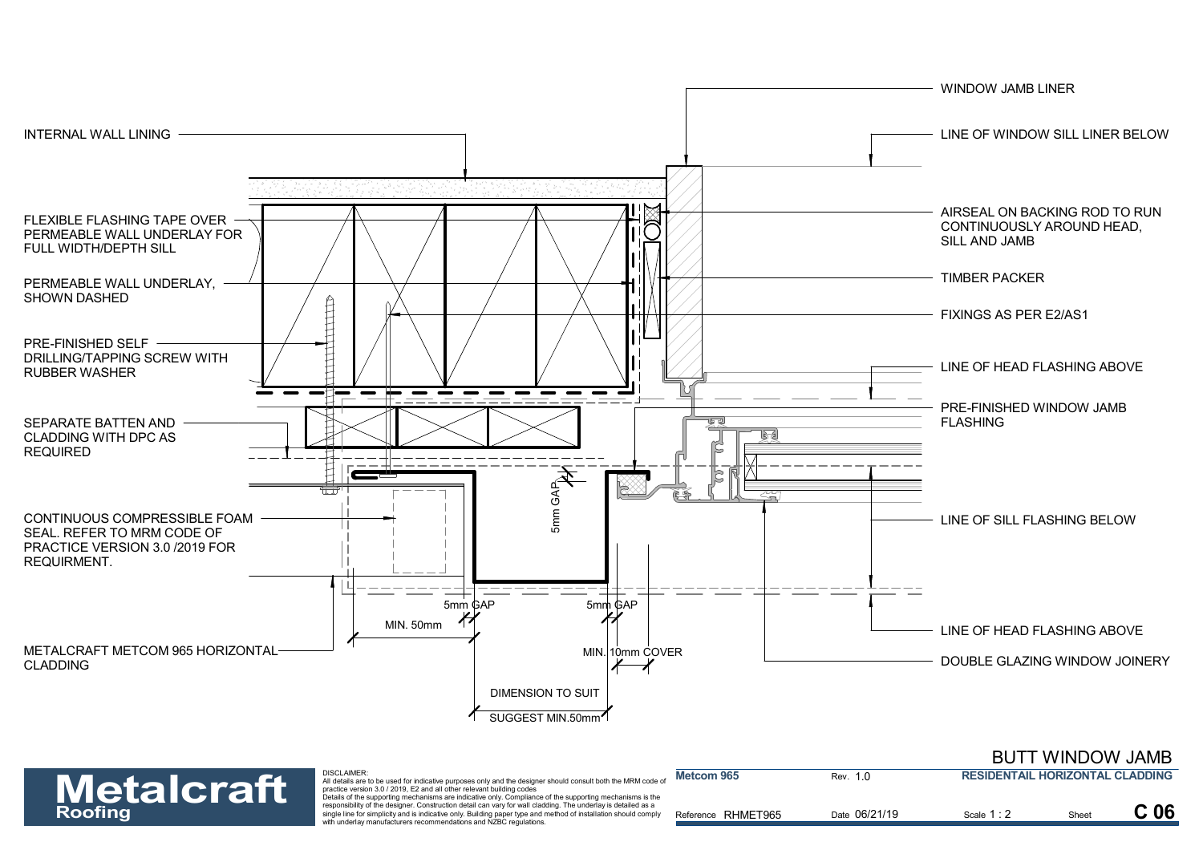INTERNAL WALL LINING

FLEXIBLE FLASHING TAPE OVER PERMEABLE WALL UNDERLAY FOR FULL WIDTH/DEPTH SILL

PERMEABLE WALL UNDERLAY, SHOWN DASHED

PRE-FINISHED SELF DRILLING/TAPPING SCREW WITH RUBBER WASHER

SEPARATE BATTEN AND CLADDING WITH DPC AS REQUIRED

CONTINUOUS COMPRESSIBLE FOAM SEAL. REFER TO MRM CODE OF PRACTICE VERSION 3.0 /2019 FOR REQUIRMENT.

METALCRAFT METCOM 965 HORIZONTAL CLADDING

WINDOW JAMB LINER

LINE OF WINDOW SILL LINER BELOW

AIRSEAL ON BACKING ROD TO RUN CONTINUOUSLY AROUND HEAD, SILL AND JAMB

TIMBER PACKER

FIXINGS AS PER E2/AS1

LINE OF HEAD FLASHING ABOVE

PRE-FINISHED WINDOW JAMB FLASHING

LINE OF SILL FLASHING BELOW

LINE OF HEAD FLASHING ABOVE

DOUBLE GLAZING WINDOW JOINERY

5mm GAP

5mm GAP

5mm GAP

MIN. 50mm

MIN. 10mm COVER

DIMENSION TO SUIT

SUGGEST MIN.50mm

# BUTT WINDOW JAMB

**Metalcraft Roofing**

DISCLAIMER:
All details are to be used for indicative purposes only and the designer should consult both the MRM code of practice version 3.0 / 2019, E2 and all other relevant building codes
Details of the supporting mechanisms are indicative only. Compliance of the supporting mechanisms is the responsibility of the designer. Construction detail can vary for wall cladding. The underlay is detailed as a single line for simplicity and is indicative only. Building paper type and method of installation should comply with underlay manufacturers recommendations and NZBC regulations.

| **Metcom 965** | Rev. 1.0 | **RESIDENTAIL HORIZONTAL CLADDING** | | |
|---|---|---|---|---|
| Reference RHMET965 | Date 06/21/19 | Scale 1 : 2 | Sheet | **C 06** |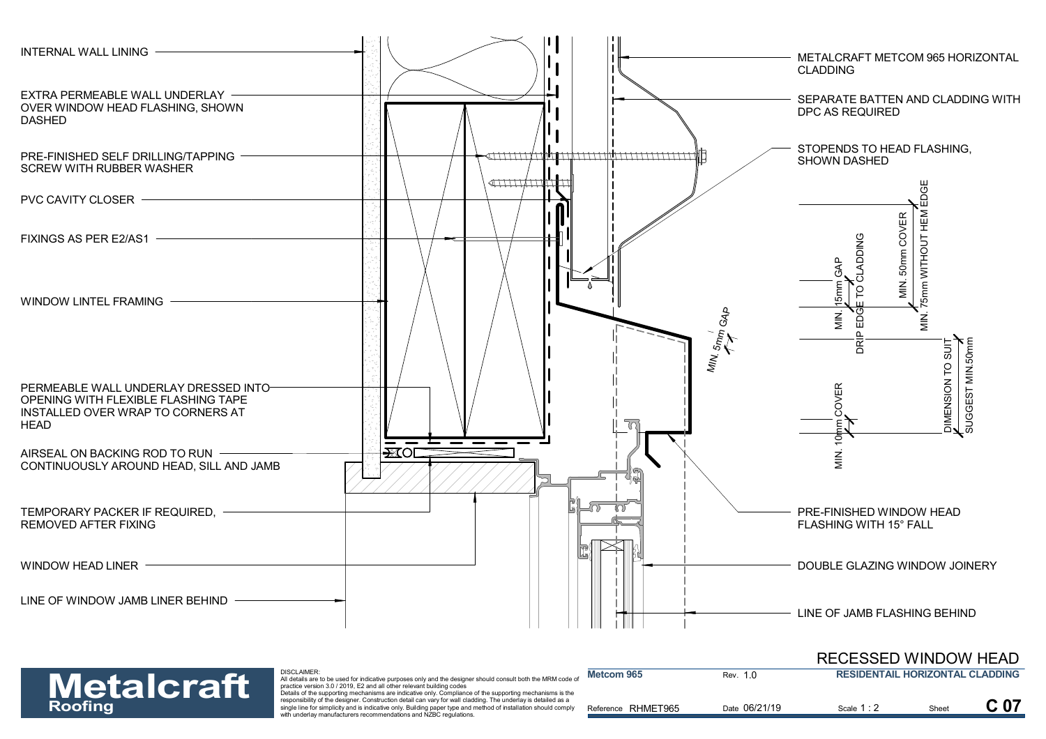INTERNAL WALL LINING

EXTRA PERMEABLE WALL UNDERLAY OVER WINDOW HEAD FLASHING, SHOWN DASHED

PRE-FINISHED SELF DRILLING/TAPPING SCREW WITH RUBBER WASHER

PVC CAVITY CLOSER

FIXINGS AS PER E2/AS1

WINDOW LINTEL FRAMING

PERMEABLE WALL UNDERLAY DRESSED INTO OPENING WITH FLEXIBLE FLASHING TAPE INSTALLED OVER WRAP TO CORNERS AT HEAD

AIRSEAL ON BACKING ROD TO RUN CONTINUOUSLY AROUND HEAD, SILL AND JAMB

TEMPORARY PACKER IF REQUIRED, REMOVED AFTER FIXING

WINDOW HEAD LINER

LINE OF WINDOW JAMB LINER BEHIND

METALCRAFT METCOM 965 HORIZONTAL CLADDING

SEPARATE BATTEN AND CLADDING WITH DPC AS REQUIRED

STOPENDS TO HEAD FLASHING, SHOWN DASHED

MIN. 5mm GAP

MIN. 15mm GAP

DRIP EDGE TO CLADDING

MIN. 50mm COVER

MIN. 75mm WITHOUT HEM EDGE

MIN. 10mm COVER

DIMENSION TO SUIT

SUGGEST MIN.50mm

PRE-FINISHED WINDOW HEAD FLASHING WITH 15° FALL

DOUBLE GLAZING WINDOW JOINERY

LINE OF JAMB FLASHING BEHIND

# RECESSED WINDOW HEAD

**Metalcraft Roofing**

DISCLAIMER:
All details are to be used for indicative purposes only and the designer should consult both the MRM code of practice version 3.0 / 2019, E2 and all other relevant building codes
Details of the supporting mechanisms are indicative only. Compliance of the supporting mechanisms is the responsibility of the designer. Construction detail can vary for wall cladding. The underlay is detailed as a single line for simplicity and is indicative only. Building paper type and method of installation should comply with underlay manufacturers recommendations and NZBC regulations.

| Metcom 965 | Rev. 1.0 | RESIDENTAIL HORIZONTAL CLADDING | |
|---|---|---|---|
| Reference RHMET965 | Date 06/21/19 | Scale 1 : 2 | Sheet C 07 |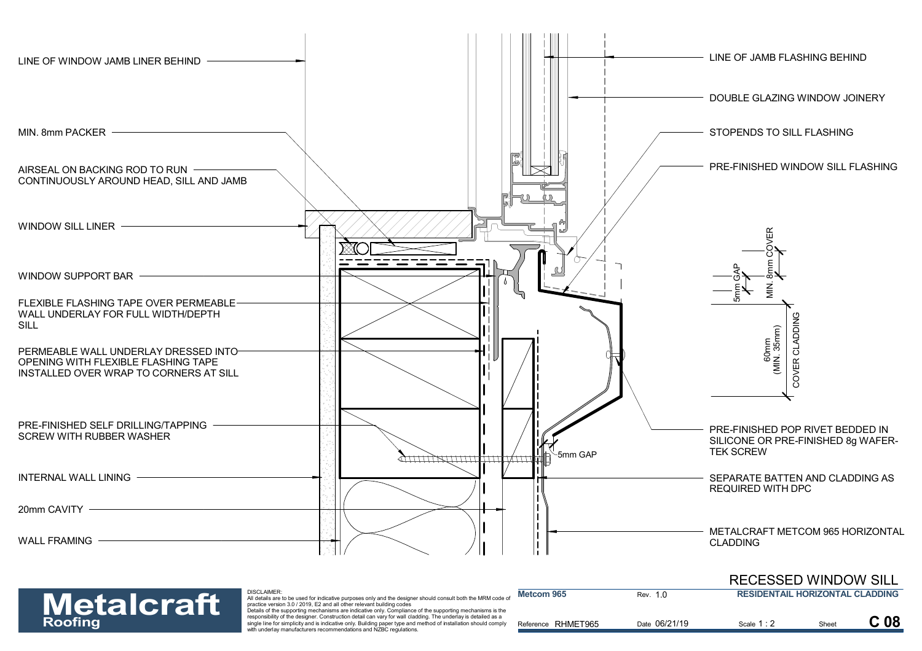LINE OF WINDOW JAMB LINER BEHIND

MIN. 8mm PACKER

AIRSEAL ON BACKING ROD TO RUN CONTINUOUSLY AROUND HEAD, SILL AND JAMB

WINDOW SILL LINER

WINDOW SUPPORT BAR

FLEXIBLE FLASHING TAPE OVER PERMEABLE WALL UNDERLAY FOR FULL WIDTH/DEPTH SILL

PERMEABLE WALL UNDERLAY DRESSED INTO OPENING WITH FLEXIBLE FLASHING TAPE INSTALLED OVER WRAP TO CORNERS AT SILL

PRE-FINISHED SELF DRILLING/TAPPING SCREW WITH RUBBER WASHER

INTERNAL WALL LINING

20mm CAVITY

WALL FRAMING

LINE OF JAMB FLASHING BEHIND

DOUBLE GLAZING WINDOW JOINERY

STOPENDS TO SILL FLASHING

PRE-FINISHED WINDOW SILL FLASHING

5mm GAP

MIN. 8mm COVER

60mm (MIN. 35mm) COVER CLADDING

5mm GAP

PRE-FINISHED POP RIVET BEDDED IN SILICONE OR PRE-FINISHED 8g WAFER-TEK SCREW

SEPARATE BATTEN AND CLADDING AS REQUIRED WITH DPC

METALCRAFT METCOM 965 HORIZONTAL CLADDING

# RECESSED WINDOW SILL

**Metalcraft Roofing**

DISCLAIMER:
All details are to be used for indicative purposes only and the designer should consult both the MRM code of practice version 3.0 / 2019, E2 and all other relevant building codes
Details of the supporting mechanisms are indicative only. Compliance of the supporting mechanisms is the responsibility of the designer. Construction detail can vary for wall cladding. The underlay is detailed as a single line for simplicity and is indicative only. Building paper type and method of installation should comply with underlay manufacturers recommendations and NZBC regulations.

| **Metcom 965** | Rev. 1.0 | **RESIDENTAIL HORIZONTAL CLADDING** | |
|---|---|---|---|
| Reference RHMET965 | Date 06/21/19 | Scale 1 : 2 | Sheet **C 08** |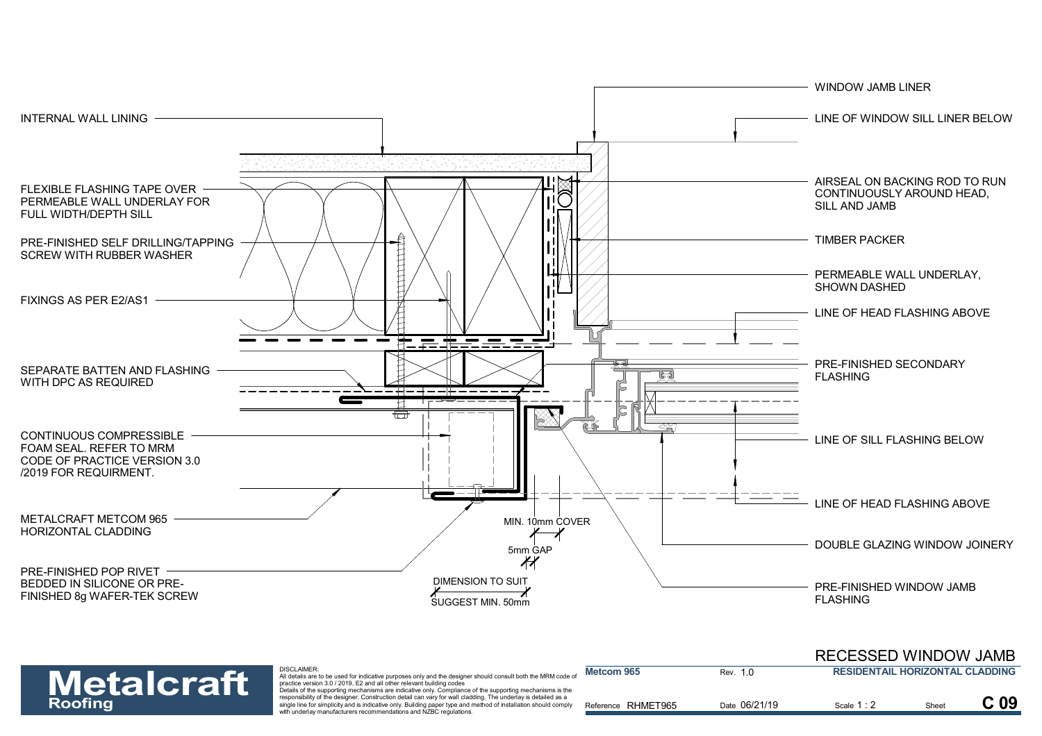WINDOW JAMB LINER

LINE OF WINDOW SILL LINER BELOW

INTERNAL WALL LINING

AIRSEAL ON BACKING ROD TO RUN CONTINUOUSLY AROUND HEAD, SILL AND JAMB

FLEXIBLE FLASHING TAPE OVER PERMEABLE WALL UNDERLAY FOR FULL WIDTH/DEPTH SILL

TIMBER PACKER

PRE-FINISHED SELF DRILLING/TAPPING SCREW WITH RUBBER WASHER

PERMEABLE WALL UNDERLAY, SHOWN DASHED

FIXINGS AS PER E2/AS1

LINE OF HEAD FLASHING ABOVE

SEPARATE BATTEN AND FLASHING WITH DPC AS REQUIRED

PRE-FINISHED SECONDARY FLASHING

CONTINUOUS COMPRESSIBLE FOAM SEAL. REFER TO MRM CODE OF PRACTICE VERSION 3.0 /2019 FOR REQUIRMENT.

LINE OF SILL FLASHING BELOW

LINE OF HEAD FLASHING ABOVE

METALCRAFT METCOM 965 HORIZONTAL CLADDING

MIN. 10mm COVER

DOUBLE GLAZING WINDOW JOINERY

5mm GAP

PRE-FINISHED POP RIVET BEDDED IN SILICONE OR PRE-FINISHED 8g WAFER-TEK SCREW

DIMENSION TO SUIT

SUGGEST MIN. 50mm

PRE-FINISHED WINDOW JAMB FLASHING

# RECESSED WINDOW JAMB

**Metalcraft** Roofing

DISCLAIMER:
All details are to be used for indicative purposes only and the designer should consult both the MRM code of practice version 3.0 / 2019, E2 and all other relevant building codes
Details of the supporting mechanisms are indicative only. Compliance of the supporting mechanisms is the responsibility of the designer. Construction detail can vary for wall cladding. The underlay is detailed as a single line for simplicity and is indicative only. Building paper type and method of installation should comply with underlay manufacturers recommendations and NZBC regulations.

| Metcom 965 | Rev. 1.0 | RESIDENTAIL HORIZONTAL CLADDING | |
|---|---|---|---|
| Reference RHMET965 | Date 06/21/19 | Scale 1 : 2 | Sheet **C 09** |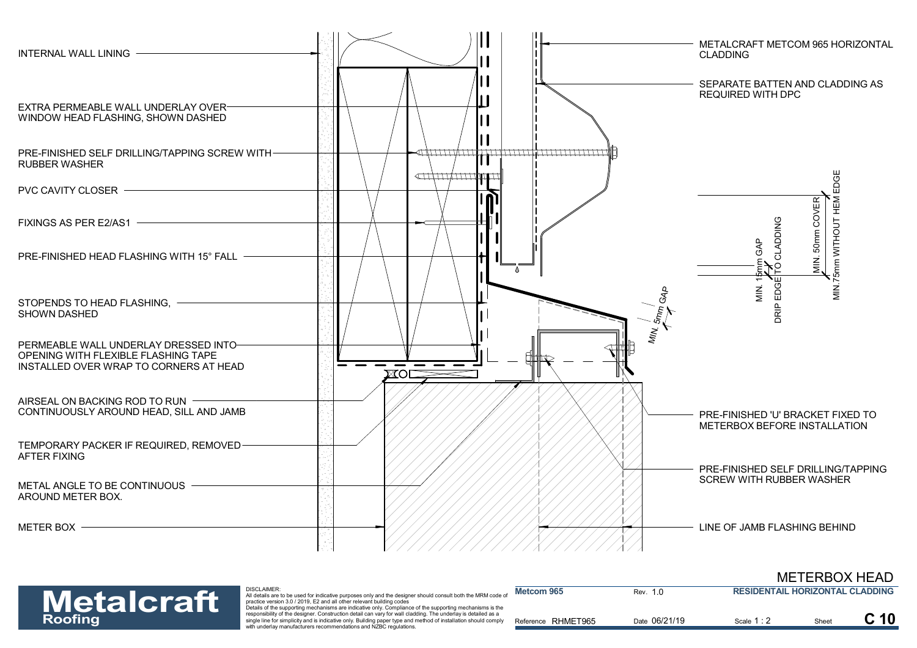INTERNAL WALL LINING

EXTRA PERMEABLE WALL UNDERLAY OVER WINDOW HEAD FLASHING, SHOWN DASHED

PRE-FINISHED SELF DRILLING/TAPPING SCREW WITH RUBBER WASHER

PVC CAVITY CLOSER

FIXINGS AS PER E2/AS1

PRE-FINISHED HEAD FLASHING WITH 15° FALL

STOPENDS TO HEAD FLASHING, SHOWN DASHED

PERMEABLE WALL UNDERLAY DRESSED INTO OPENING WITH FLEXIBLE FLASHING TAPE INSTALLED OVER WRAP TO CORNERS AT HEAD

AIRSEAL ON BACKING ROD TO RUN CONTINUOUSLY AROUND HEAD, SILL AND JAMB

TEMPORARY PACKER IF REQUIRED, REMOVED AFTER FIXING

METAL ANGLE TO BE CONTINUOUS AROUND METER BOX.

METER BOX

METALCRAFT METCOM 965 HORIZONTAL CLADDING

SEPARATE BATTEN AND CLADDING AS REQUIRED WITH DPC

MIN. 15mm GAP

DRIP EDGE TO CLADDING

MIN. 50mm COVER

MIN.75mm WITHOUT HEM EDGE

MIN. 5mm GAP

PRE-FINISHED 'U' BRACKET FIXED TO METERBOX BEFORE INSTALLATION

PRE-FINISHED SELF DRILLING/TAPPING SCREW WITH RUBBER WASHER

LINE OF JAMB FLASHING BEHIND

# METERBOX HEAD

**Metalcraft Roofing**

DISCLAIMER:
All details are to be used for indicative purposes only and the designer should consult both the MRM code of practice version 3.0 / 2019, E2 and all other relevant building codes
Details of the supporting mechanisms are indicative only. Compliance of the supporting mechanisms is the responsibility of the designer. Construction detail can vary for wall cladding. The underlay is detailed as a single line for simplicity and is indicative only. Building paper type and method of installation should comply with underlay manufacturers recommendations and NZBC regulations.

| Metcom 965 | Rev. 1.0 | RESIDENTAIL HORIZONTAL CLADDING | |
|---|---|---|---|
| Reference RHMET965 | Date 06/21/19 | Scale 1 : 2 | Sheet C 10 |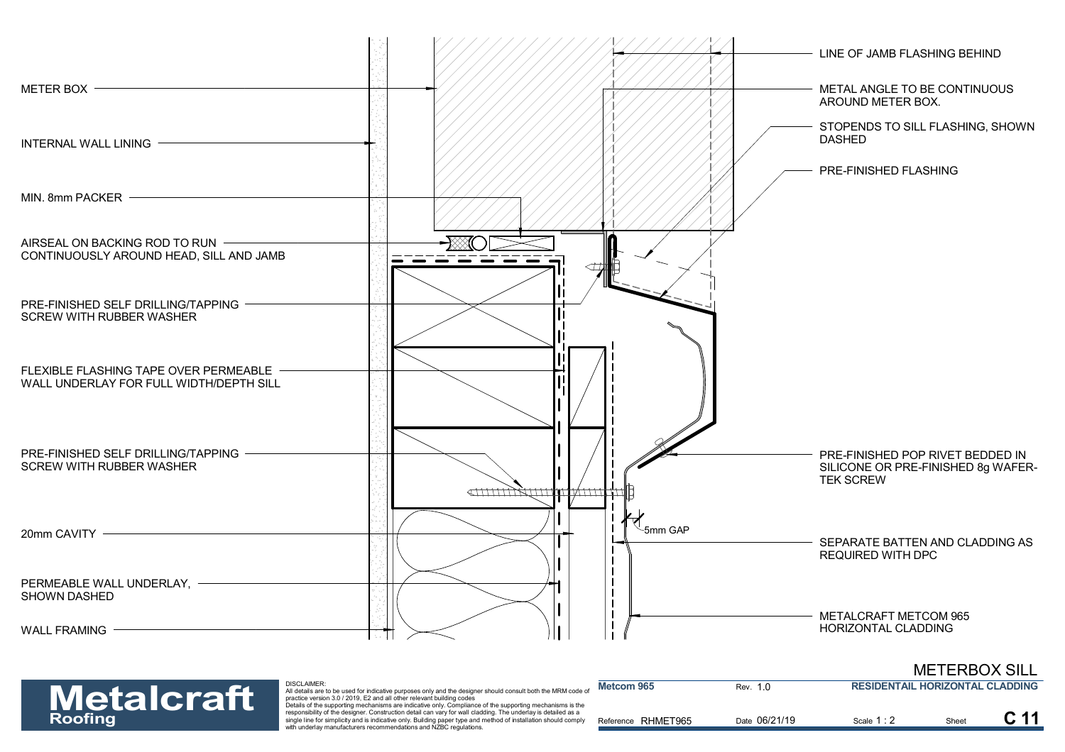METER BOX

INTERNAL WALL LINING

MIN. 8mm PACKER

AIRSEAL ON BACKING ROD TO RUN CONTINUOUSLY AROUND HEAD, SILL AND JAMB

PRE-FINISHED SELF DRILLING/TAPPING SCREW WITH RUBBER WASHER

FLEXIBLE FLASHING TAPE OVER PERMEABLE WALL UNDERLAY FOR FULL WIDTH/DEPTH SILL

PRE-FINISHED SELF DRILLING/TAPPING SCREW WITH RUBBER WASHER

20mm CAVITY

PERMEABLE WALL UNDERLAY, SHOWN DASHED

WALL FRAMING

LINE OF JAMB FLASHING BEHIND

METAL ANGLE TO BE CONTINUOUS AROUND METER BOX.

STOPENDS TO SILL FLASHING, SHOWN DASHED

PRE-FINISHED FLASHING

PRE-FINISHED POP RIVET BEDDED IN SILICONE OR PRE-FINISHED 8g WAFER-TEK SCREW

5mm GAP

SEPARATE BATTEN AND CLADDING AS REQUIRED WITH DPC

METALCRAFT METCOM 965 HORIZONTAL CLADDING

# METERBOX SILL

**Metalcraft Roofing**

DISCLAIMER:
All details are to be used for indicative purposes only and the designer should consult both the MRM code of practice version 3.0 / 2019, E2 and all other relevant building codes
Details of the supporting mechanisms are indicative only. Compliance of the supporting mechanisms is the responsibility of the designer. Construction detail can vary for wall cladding. The underlay is detailed as a single line for simplicity and is indicative only. Building paper type and method of installation should comply with underlay manufacturers recommendations and NZBC regulations.

| Metcom 965 | Rev. 1.0 | RESIDENTAIL HORIZONTAL CLADDING | | |
|---|---|---|---|---|
| Reference RHMET965 | Date 06/21/19 | Scale 1 : 2 | Sheet | C 11 |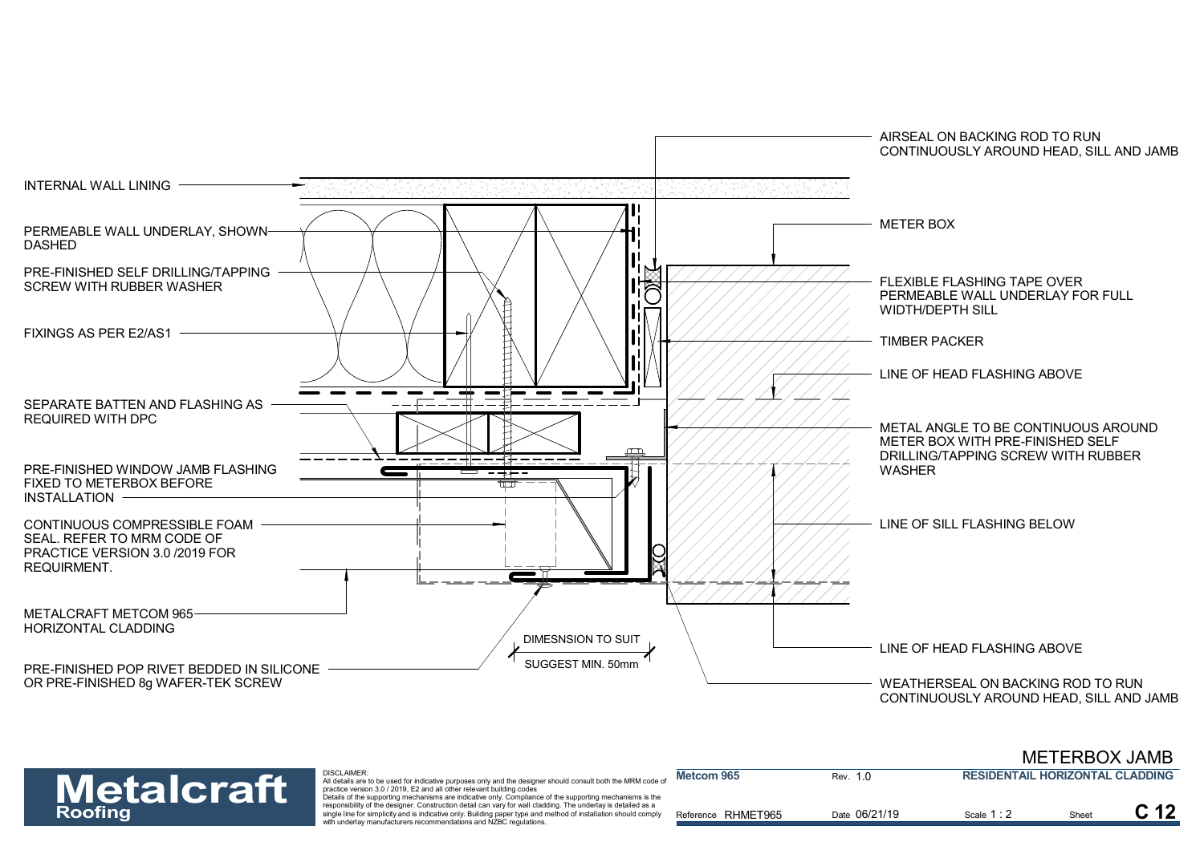INTERNAL WALL LINING

PERMEABLE WALL UNDERLAY, SHOWN DASHED

PRE-FINISHED SELF DRILLING/TAPPING SCREW WITH RUBBER WASHER

FIXINGS AS PER E2/AS1

SEPARATE BATTEN AND FLASHING AS REQUIRED WITH DPC

PRE-FINISHED WINDOW JAMB FLASHING FIXED TO METERBOX BEFORE INSTALLATION

CONTINUOUS COMPRESSIBLE FOAM SEAL. REFER TO MRM CODE OF PRACTICE VERSION 3.0 /2019 FOR REQUIRMENT.

METALCRAFT METCOM 965 HORIZONTAL CLADDING

PRE-FINISHED POP RIVET BEDDED IN SILICONE OR PRE-FINISHED 8g WAFER-TEK SCREW

DIMESNSION TO SUIT

SUGGEST MIN. 50mm

AIRSEAL ON BACKING ROD TO RUN CONTINUOUSLY AROUND HEAD, SILL AND JAMB

METER BOX

FLEXIBLE FLASHING TAPE OVER PERMEABLE WALL UNDERLAY FOR FULL WIDTH/DEPTH SILL

TIMBER PACKER

LINE OF HEAD FLASHING ABOVE

METAL ANGLE TO BE CONTINUOUS AROUND METER BOX WITH PRE-FINISHED SELF DRILLING/TAPPING SCREW WITH RUBBER WASHER

LINE OF SILL FLASHING BELOW

LINE OF HEAD FLASHING ABOVE

WEATHERSEAL ON BACKING ROD TO RUN CONTINUOUSLY AROUND HEAD, SILL AND JAMB

# METERBOX JAMB

**Metalcraft Roofing**

DISCLAIMER:
All details are to be used for indicative purposes only and the designer should consult both the MRM code of practice version 3.0 / 2019, E2 and all other relevant building codes
Details of the supporting mechanisms are indicative only. Compliance of the supporting mechanisms is the responsibility of the designer. Construction detail can vary for wall cladding. The underlay is detailed as a single line for simplicity and is indicative only. Building paper type and method of installation should comply with underlay manufacturers recommendations and NZBC regulations.

| Metcom 965 | Rev. 1.0 | RESIDENTAIL HORIZONTAL CLADDING | |
|---|---|---|---|
| Reference RHMET965 | Date 06/21/19 | Scale 1 : 2 | Sheet C 12 |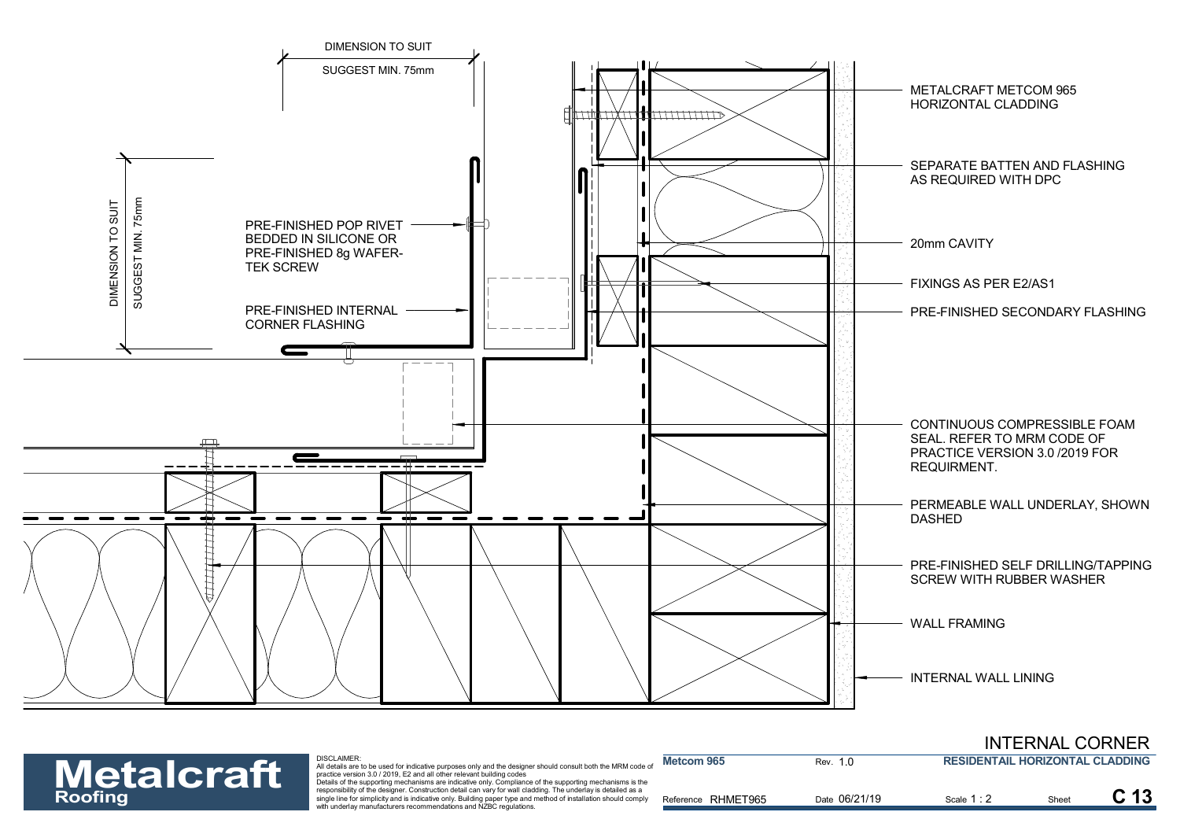DIMENSION TO SUIT

SUGGEST MIN. 75mm

DIMENSION TO SUIT

SUGGEST MIN. 75mm

PRE-FINISHED POP RIVET BEDDED IN SILICONE OR PRE-FINISHED 8g WAFER-TEK SCREW

PRE-FINISHED INTERNAL CORNER FLASHING

METALCRAFT METCOM 965 HORIZONTAL CLADDING

SEPARATE BATTEN AND FLASHING AS REQUIRED WITH DPC

20mm CAVITY

FIXINGS AS PER E2/AS1

PRE-FINISHED SECONDARY FLASHING

CONTINUOUS COMPRESSIBLE FOAM SEAL. REFER TO MRM CODE OF PRACTICE VERSION 3.0 /2019 FOR REQUIRMENT.

PERMEABLE WALL UNDERLAY, SHOWN DASHED

PRE-FINISHED SELF DRILLING/TAPPING SCREW WITH RUBBER WASHER

WALL FRAMING

INTERNAL WALL LINING

# INTERNAL CORNER

**Metalcraft** Roofing

DISCLAIMER:
All details are to be used for indicative purposes only and the designer should consult both the MRM code of practice version 3.0 / 2019, E2 and all other relevant building codes
Details of the supporting mechanisms are indicative only. Compliance of the supporting mechanisms is the responsibility of the designer. Construction detail can vary for wall cladding. The underlay is detailed as a single line for simplicity and is indicative only. Building paper type and method of installation should comply with underlay manufacturers recommendations and NZBC regulations.

| Metcom 965 | Rev. 1.0 | RESIDENTAIL HORIZONTAL CLADDING | | |
|---|---|---|---|---|
| Reference RHMET965 | Date 06/21/19 | Scale 1 : 2 | Sheet | C 13 |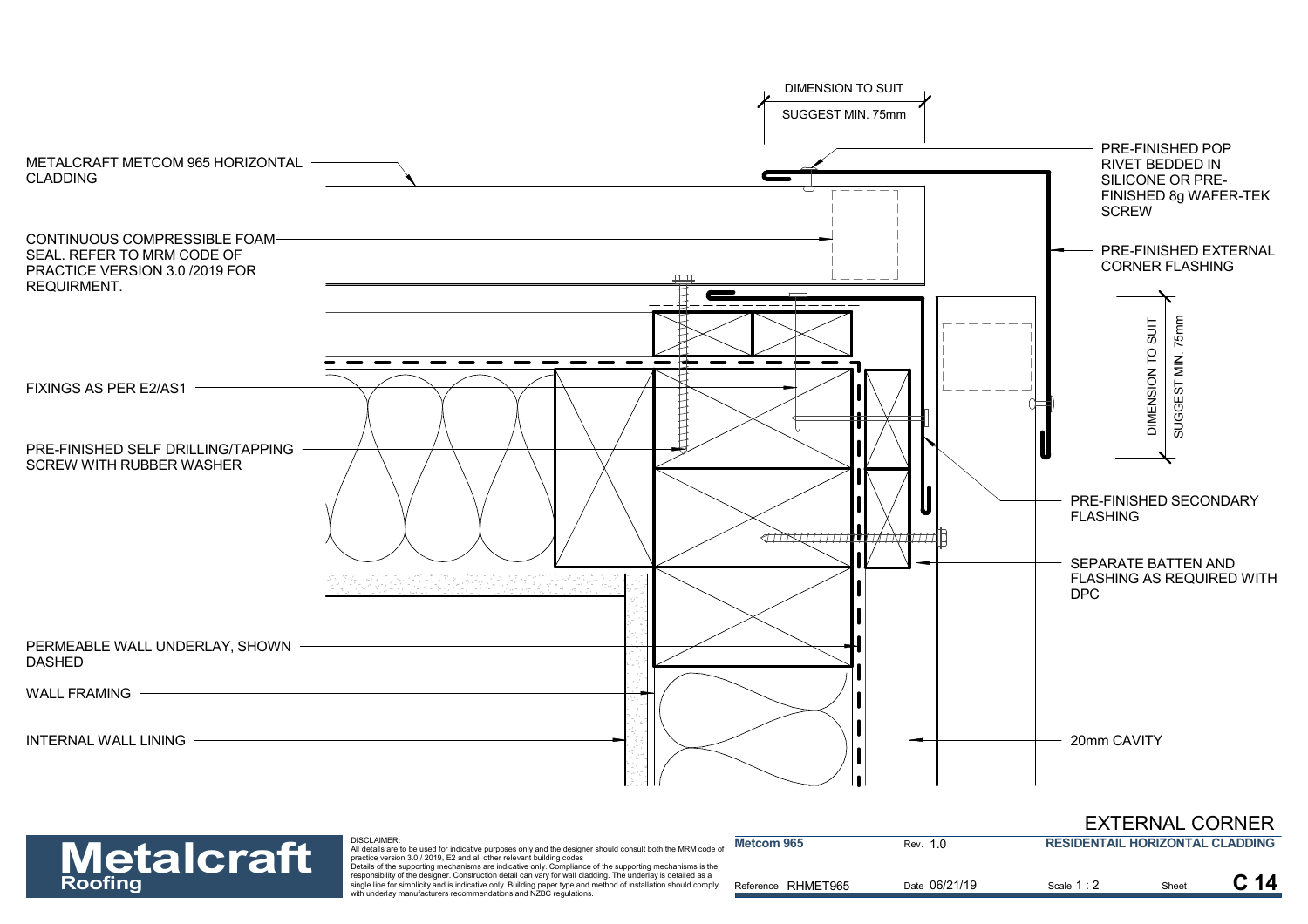DIMENSION TO SUIT

SUGGEST MIN. 75mm

METALCRAFT METCOM 965 HORIZONTAL CLADDING

CONTINUOUS COMPRESSIBLE FOAM SEAL. REFER TO MRM CODE OF PRACTICE VERSION 3.0 /2019 FOR REQUIRMENT.

FIXINGS AS PER E2/AS1

PRE-FINISHED SELF DRILLING/TAPPING SCREW WITH RUBBER WASHER

PERMEABLE WALL UNDERLAY, SHOWN DASHED

WALL FRAMING

INTERNAL WALL LINING

PRE-FINISHED POP RIVET BEDDED IN SILICONE OR PRE-FINISHED 8g WAFER-TEK SCREW

PRE-FINISHED EXTERNAL CORNER FLASHING

DIMENSION TO SUIT

SUGGEST MIN. 75mm

PRE-FINISHED SECONDARY FLASHING

SEPARATE BATTEN AND FLASHING AS REQUIRED WITH DPC

20mm CAVITY

# EXTERNAL CORNER

**Metalcraft Roofing**

DISCLAIMER:
All details are to be used for indicative purposes only and the designer should consult both the MRM code of practice version 3.0 / 2019, E2 and all other relevant building codes
Details of the supporting mechanisms are indicative only. Compliance of the supporting mechanisms is the responsibility of the designer. Construction detail can vary for wall cladding. The underlay is detailed as a single line for simplicity and is indicative only. Building paper type and method of installation should comply with underlay manufacturers recommendations and NZBC regulations.

| Metcom 965 | Rev. 1.0 | RESIDENTAIL HORIZONTAL CLADDING | |
|---|---|---|---|
| Reference RHMET965 | Date 06/21/19 | Scale 1 : 2 | Sheet C 14 |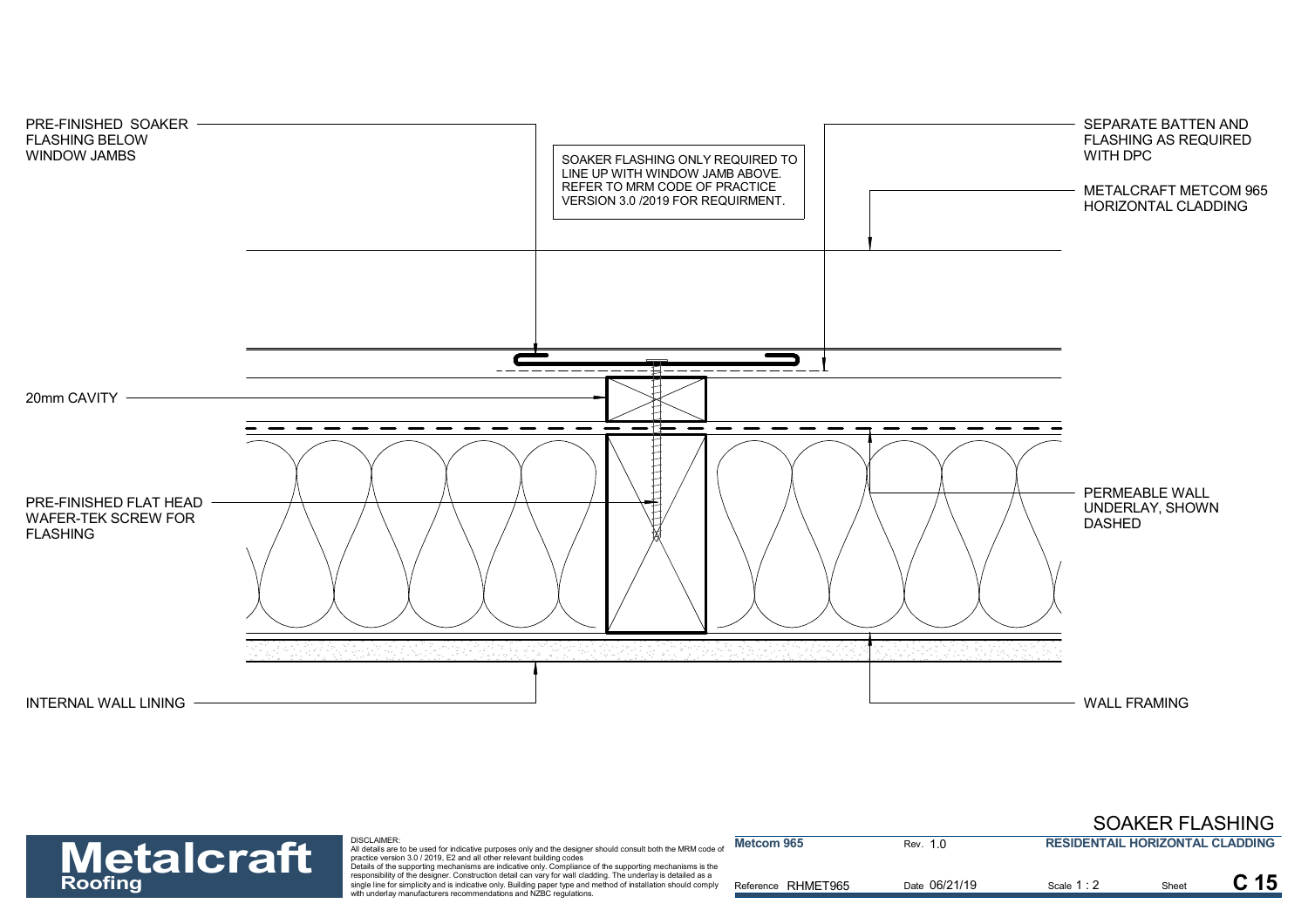PRE-FINISHED SOAKER FLASHING BELOW WINDOW JAMBS

SOAKER FLASHING ONLY REQUIRED TO LINE UP WITH WINDOW JAMB ABOVE. REFER TO MRM CODE OF PRACTICE VERSION 3.0 /2019 FOR REQUIRMENT.

SEPARATE BATTEN AND FLASHING AS REQUIRED WITH DPC

METALCRAFT METCOM 965 HORIZONTAL CLADDING

20mm CAVITY

PRE-FINISHED FLAT HEAD WAFER-TEK SCREW FOR FLASHING

PERMEABLE WALL UNDERLAY, SHOWN DASHED

INTERNAL WALL LINING

WALL FRAMING

## SOAKER FLASHING

**Metalcraft Roofing**

DISCLAIMER:
All details are to be used for indicative purposes only and the designer should consult both the MRM code of practice version 3.0 / 2019, E2 and all other relevant building codes
Details of the supporting mechanisms are indicative only. Compliance of the supporting mechanisms is the responsibility of the designer. Construction detail can vary for wall cladding. The underlay is detailed as a single line for simplicity and is indicative only. Building paper type and method of installation should comply with underlay manufacturers recommendations and NZBC regulations.

| Metcom 965 | Rev. 1.0 | RESIDENTAIL HORIZONTAL CLADDING | |
|---|---|---|---|
| Reference RHMET965 | Date 06/21/19 | Scale 1 : 2 | Sheet C 15 |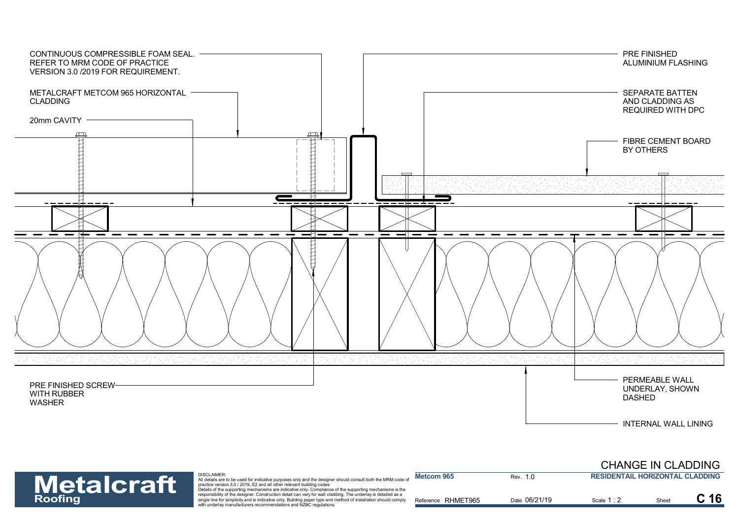CONTINUOUS COMPRESSIBLE FOAM SEAL. REFER TO MRM CODE OF PRACTICE VERSION 3.0 /2019 FOR REQUIREMENT.

METALCRAFT METCOM 965 HORIZONTAL CLADDING

20mm CAVITY

PRE FINISHED ALUMINIUM FLASHING

SEPARATE BATTEN AND CLADDING AS REQUIRED WITH DPC

FIBRE CEMENT BOARD BY OTHERS

PRE FINISHED SCREW WITH RUBBER WASHER

PERMEABLE WALL UNDERLAY, SHOWN DASHED

INTERNAL WALL LINING

# CHANGE IN CLADDING

**Metalcraft Roofing**

DISCLAIMER:
All details are to be used for indicative purposes only and the designer should consult both the MRM code of practice version 3.0 / 2019, E2 and all other relevant building codes
Details of the supporting mechanisms are indicative only. Compliance of the supporting mechanisms is the responsibility of the designer. Construction detail can vary for wall cladding. The underlay is detailed as a single line for simplicity and is indicative only. Building paper type and method of installation should comply with underlay manufacturers recommendations and NZBC regulations.

| Metcom 965 | Rev. 1.0 | RESIDENTAIL HORIZONTAL CLADDING | |
|---|---|---|---|
| Reference RHMET965 | Date 06/21/19 | Scale 1 : 2 | Sheet C 16 |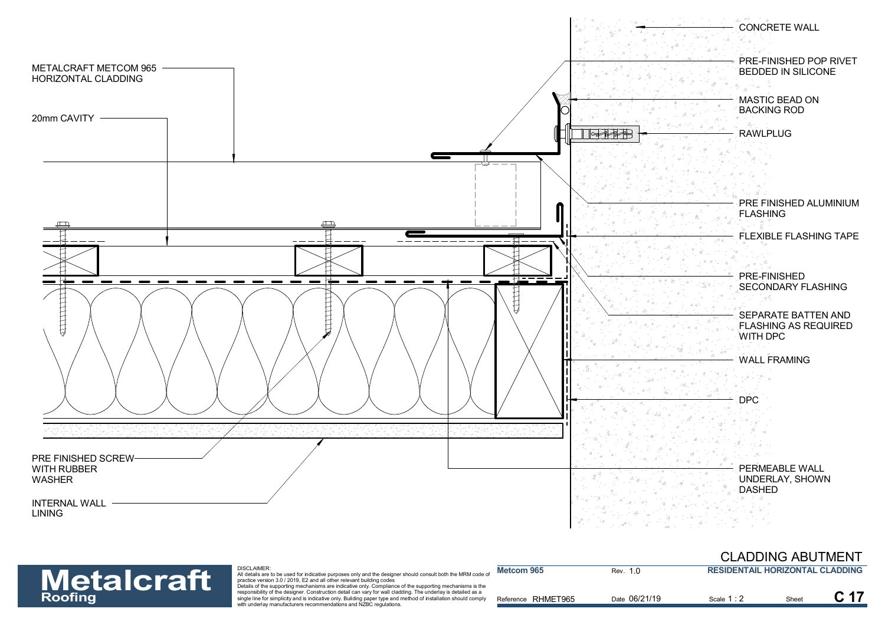METALCRAFT METCOM 965 HORIZONTAL CLADDING

20mm CAVITY

PRE FINISHED SCREW WITH RUBBER WASHER

INTERNAL WALL LINING

CONCRETE WALL

PRE-FINISHED POP RIVET BEDDED IN SILICONE

MASTIC BEAD ON BACKING ROD

RAWLPLUG

PRE FINISHED ALUMINIUM FLASHING

FLEXIBLE FLASHING TAPE

PRE-FINISHED SECONDARY FLASHING

SEPARATE BATTEN AND FLASHING AS REQUIRED WITH DPC

WALL FRAMING

DPC

PERMEABLE WALL UNDERLAY, SHOWN DASHED

# CLADDING ABUTMENT

**Metalcraft** Roofing

DISCLAIMER:
All details are to be used for indicative purposes only and the designer should consult both the MRM code of practice version 3.0 / 2019, E2 and all other relevant building codes
Details of the supporting mechanisms are indicative only. Compliance of the supporting mechanisms is the responsibility of the designer. Construction detail can vary for wall cladding. The underlay is detailed as a single line for simplicity and is indicative only. Building paper type and method of installation should comply with underlay manufacturers recommendations and NZBC regulations.

| Metcom 965 | Rev. 1.0 | RESIDENTAIL HORIZONTAL CLADDING | |
|---|---|---|---|
| Reference RHMET965 | Date 06/21/19 | Scale 1 : 2 | Sheet C 17 |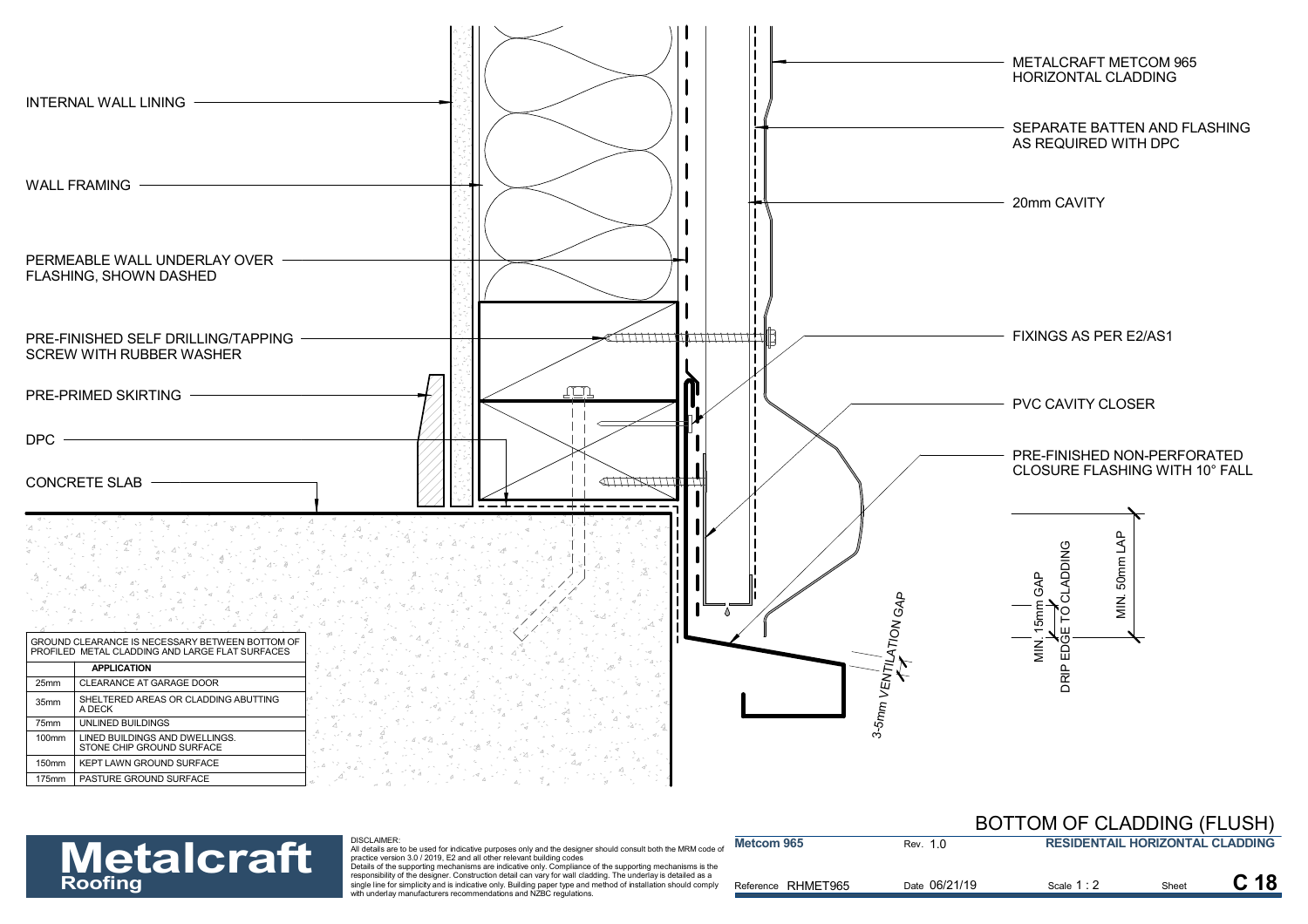INTERNAL WALL LINING

WALL FRAMING

PERMEABLE WALL UNDERLAY OVER FLASHING, SHOWN DASHED

PRE-FINISHED SELF DRILLING/TAPPING SCREW WITH RUBBER WASHER

PRE-PRIMED SKIRTING

DPC

CONCRETE SLAB

METALCRAFT METCOM 965 HORIZONTAL CLADDING

SEPARATE BATTEN AND FLASHING AS REQUIRED WITH DPC

20mm CAVITY

FIXINGS AS PER E2/AS1

PVC CAVITY CLOSER

PRE-FINISHED NON-PERFORATED CLOSURE FLASHING WITH 10° FALL

MIN. 50mm LAP

MIN. 15mm GAP DRIP EDGE TO CLADDING

3-5mm VENTILATION GAP

| GROUND CLEARANCE IS NECESSARY BETWEEN BOTTOM OF PROFILED METAL CLADDING AND LARGE FLAT SURFACES | |
|---|---|
| | **APPLICATION** |
| 25mm | CLEARANCE AT GARAGE DOOR |
| 35mm | SHELTERED AREAS OR CLADDING ABUTTING A DECK |
| 75mm | UNLINED BUILDINGS |
| 100mm | LINED BUILDINGS AND DWELLINGS. STONE CHIP GROUND SURFACE |
| 150mm | KEPT LAWN GROUND SURFACE |
| 175mm | PASTURE GROUND SURFACE |

# BOTTOM OF CLADDING (FLUSH)

**Metalcraft Roofing**

DISCLAIMER:
All details are to be used for indicative purposes only and the designer should consult both the MRM code of practice version 3.0 / 2019, E2 and all other relevant building codes
Details of the supporting mechanisms are indicative only. Compliance of the supporting mechanisms is the responsibility of the designer. Construction detail can vary for wall cladding. The underlay is detailed as a single line for simplicity and is indicative only. Building paper type and method of installation should comply with underlay manufacturers recommendations and NZBC regulations.

| **Metcom 965** | Rev. 1.0 | **RESIDENTAIL HORIZONTAL CLADDING** | | |
|---|---|---|---|---|
| Reference RHMET965 | Date 06/21/19 | Scale 1 : 2 | Sheet | **C 18** |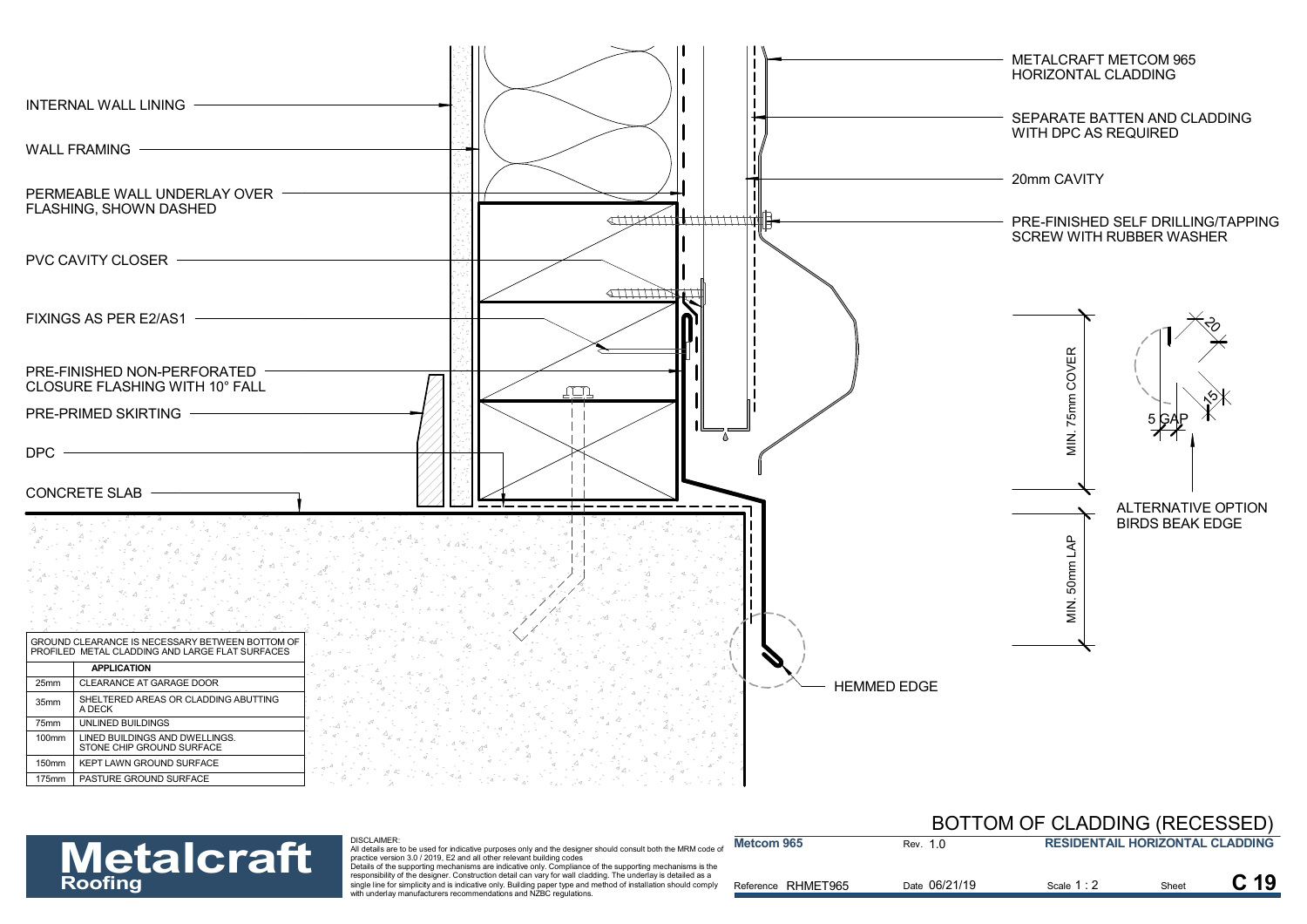INTERNAL WALL LINING

WALL FRAMING

PERMEABLE WALL UNDERLAY OVER FLASHING, SHOWN DASHED

PVC CAVITY CLOSER

FIXINGS AS PER E2/AS1

PRE-FINISHED NON-PERFORATED CLOSURE FLASHING WITH 10° FALL

PRE-PRIMED SKIRTING

DPC

CONCRETE SLAB

METALCRAFT METCOM 965 HORIZONTAL CLADDING

SEPARATE BATTEN AND CLADDING WITH DPC AS REQUIRED

20mm CAVITY

PRE-FINISHED SELF DRILLING/TAPPING SCREW WITH RUBBER WASHER

MIN. 75mm COVER

MIN. 50mm LAP

20

15

5 GAP

ALTERNATIVE OPTION BIRDS BEAK EDGE

HEMMED EDGE

| GROUND CLEARANCE IS NECESSARY BETWEEN BOTTOM OF PROFILED METAL CLADDING AND LARGE FLAT SURFACES | |
|---|---|
| | **APPLICATION** |
| 25mm | CLEARANCE AT GARAGE DOOR |
| 35mm | SHELTERED AREAS OR CLADDING ABUTTING A DECK |
| 75mm | UNLINED BUILDINGS |
| 100mm | LINED BUILDINGS AND DWELLINGS. STONE CHIP GROUND SURFACE |
| 150mm | KEPT LAWN GROUND SURFACE |
| 175mm | PASTURE GROUND SURFACE |

# BOTTOM OF CLADDING (RECESSED)

**Metalcraft Roofing**

DISCLAIMER:
All details are to be used for indicative purposes only and the designer should consult both the MRM code of practice version 3.0 / 2019, E2 and all other relevant building codes
Details of the supporting mechanisms are indicative only. Compliance of the supporting mechanisms is the responsibility of the designer. Construction detail can vary for wall cladding. The underlay is detailed as a single line for simplicity and is indicative only. Building paper type and method of installation should comply with underlay manufacturers recommendations and NZBC regulations.

| Metcom 965 | Rev. 1.0 | RESIDENTAIL HORIZONTAL CLADDING | | |
|---|---|---|---|---|
| Reference RHMET965 | Date 06/21/19 | Scale 1 : 2 | Sheet | C 19 |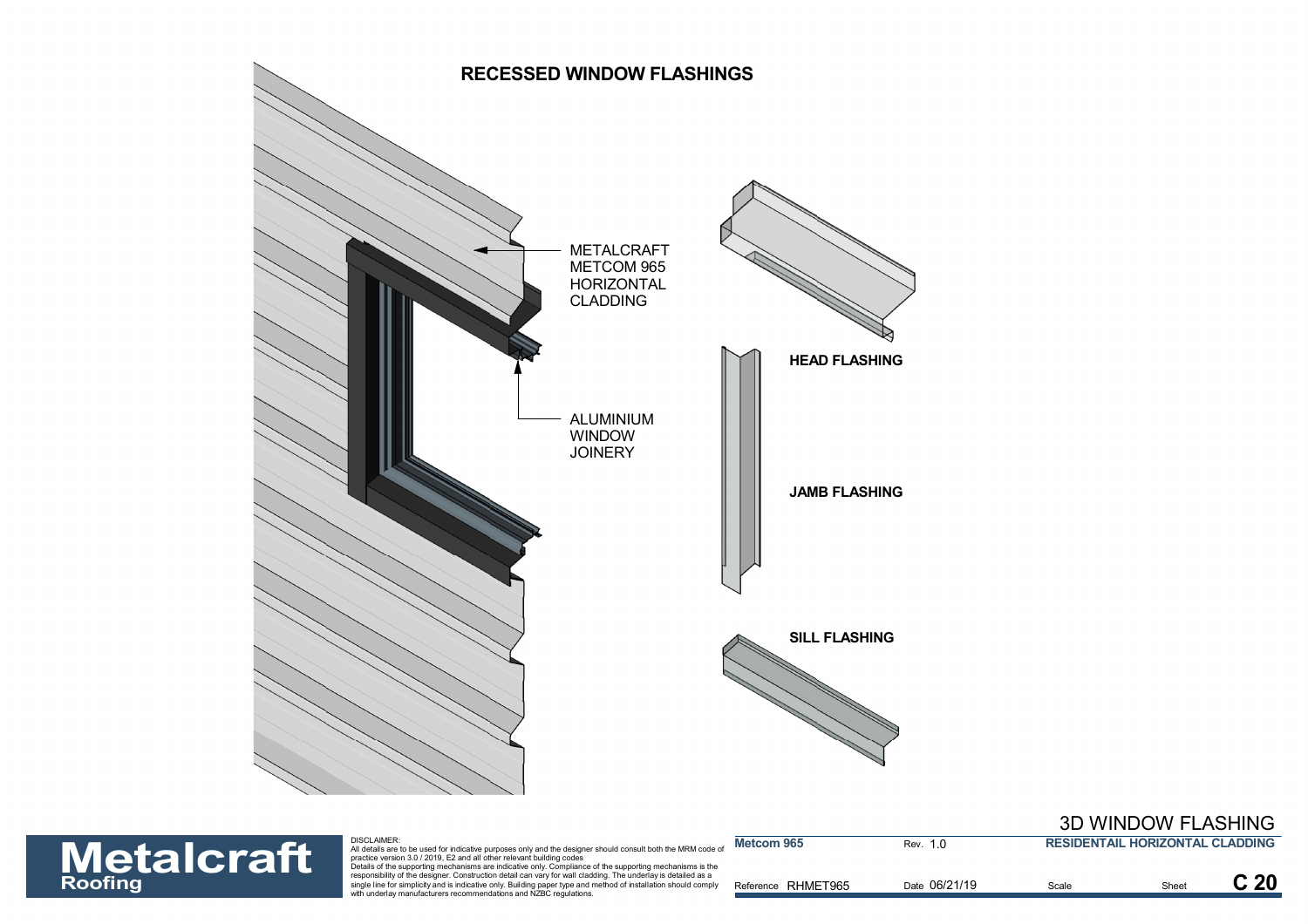# RECESSED WINDOW FLASHINGS

METALCRAFT METCOM 965 HORIZONTAL CLADDING

ALUMINIUM WINDOW JOINERY

**HEAD FLASHING**

**JAMB FLASHING**

**SILL FLASHING**

**Metalcraft Roofing**

DISCLAIMER:
All details are to be used for indicative purposes only and the designer should consult both the MRM code of practice version 3.0 / 2019, E2 and all other relevant building codes
Details of the supporting mechanisms are indicative only. Compliance of the supporting mechanisms is the responsibility of the designer. Construction detail can vary for wall cladding. The underlay is detailed as a single line for simplicity and is indicative only. Building paper type and method of installation should comply with underlay manufacturers recommendations and NZBC regulations.

3D WINDOW FLASHING

| **Metcom 965** | Rev. 1.0 | **RESIDENTAIL HORIZONTAL CLADDING** | |
|---|---|---|---|
| Reference RHMET965 | Date 06/21/19 | Scale | Sheet **C 20** |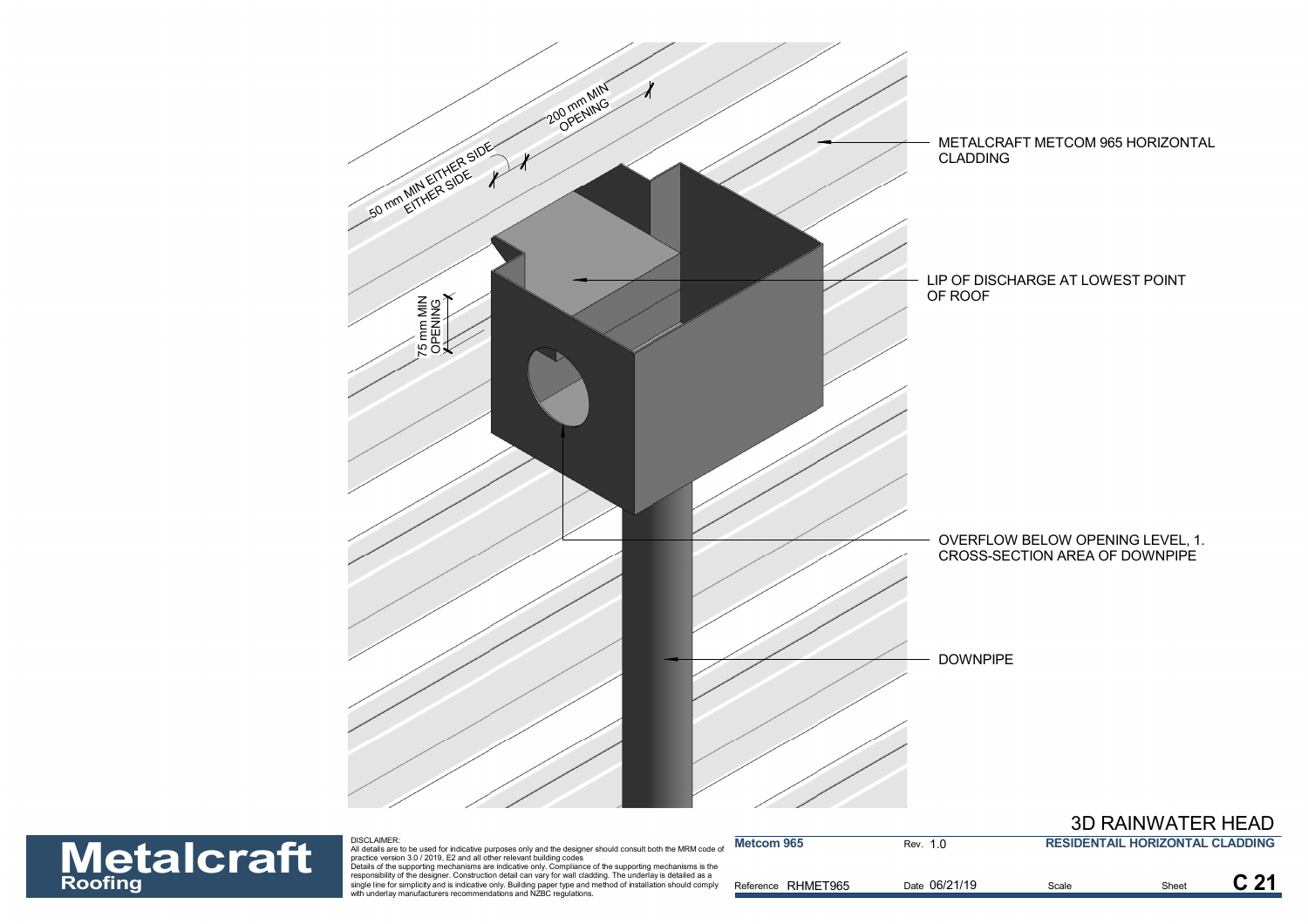METALCRAFT METCOM 965 HORIZONTAL CLADDING

LIP OF DISCHARGE AT LOWEST POINT OF ROOF

OVERFLOW BELOW OPENING LEVEL, 1. CROSS-SECTION AREA OF DOWNPIPE

DOWNPIPE

200 mm MIN OPENING

50 mm MIN EITHER SIDE

75 mm MIN OPENING

# 3D RAINWATER HEAD

**Metalcraft Roofing**

DISCLAIMER:
All details are to be used for indicative purposes only and the designer should consult both the MRM code of practice version 3.0 / 2019, E2 and all other relevant building codes
Details of the supporting mechanisms are indicative only. Compliance of the supporting mechanisms is the responsibility of the designer. Construction detail can vary for wall cladding. The underlay is detailed as a single line for simplicity and is indicative only. Building paper type and method of installation should comply with underlay manufacturers recommendations and NZBC regulations.

| | | | | |
|---|---|---|---|---|
| **Metcom 965** | Rev. 1.0 | **RESIDENTAIL HORIZONTAL CLADDING** | | |
| Reference RHMET965 | Date 06/21/19 | Scale | Sheet | **C 21** |